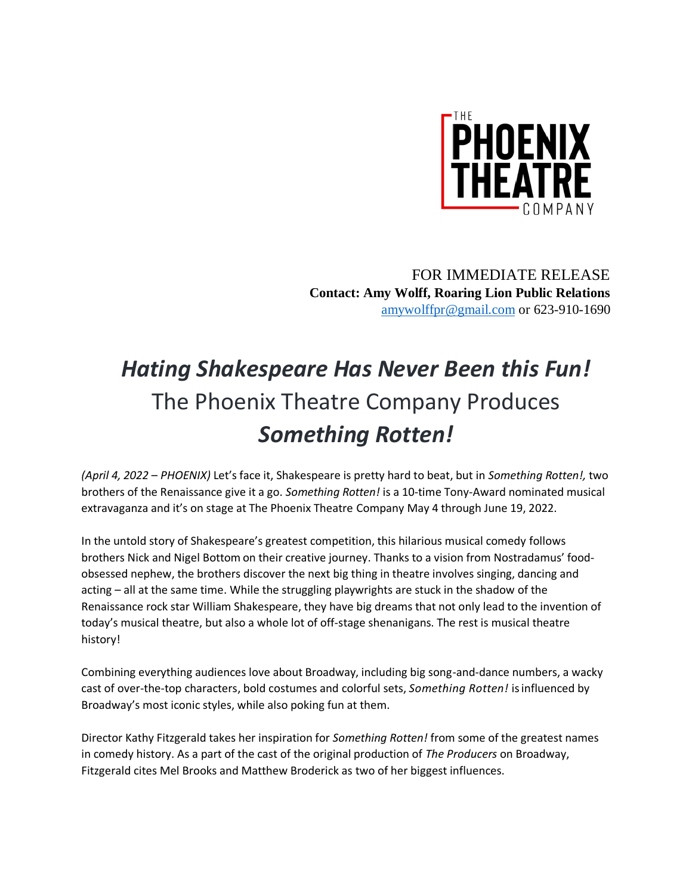THE PHOENIX THEATRE COMPANY

FOR IMMEDIATE RELEASE
**Contact: Amy Wolff, Roaring Lion Public Relations**
amywolffpr@gmail.com or 623-910-1690

# *Hating Shakespeare Has Never Been this Fun!*
## The Phoenix Theatre Company Produces *Something Rotten!*

*(April 4, 2022 – PHOENIX)* Let's face it, Shakespeare is pretty hard to beat, but in *Something Rotten!,* two brothers of the Renaissance give it a go. *Something Rotten!* is a 10-time Tony-Award nominated musical extravaganza and it's on stage at The Phoenix Theatre Company May 4 through June 19, 2022.

In the untold story of Shakespeare's greatest competition, this hilarious musical comedy follows brothers Nick and Nigel Bottom on their creative journey. Thanks to a vision from Nostradamus' food-obsessed nephew, the brothers discover the next big thing in theatre involves singing, dancing and acting – all at the same time. While the struggling playwrights are stuck in the shadow of the Renaissance rock star William Shakespeare, they have big dreams that not only lead to the invention of today's musical theatre, but also a whole lot of off-stage shenanigans. The rest is musical theatre history!

Combining everything audiences love about Broadway, including big song-and-dance numbers, a wacky cast of over-the-top characters, bold costumes and colorful sets, *Something Rotten!* is influenced by Broadway's most iconic styles, while also poking fun at them.

Director Kathy Fitzgerald takes her inspiration for *Something Rotten!* from some of the greatest names in comedy history. As a part of the cast of the original production of *The Producers* on Broadway, Fitzgerald cites Mel Brooks and Matthew Broderick as two of her biggest influences.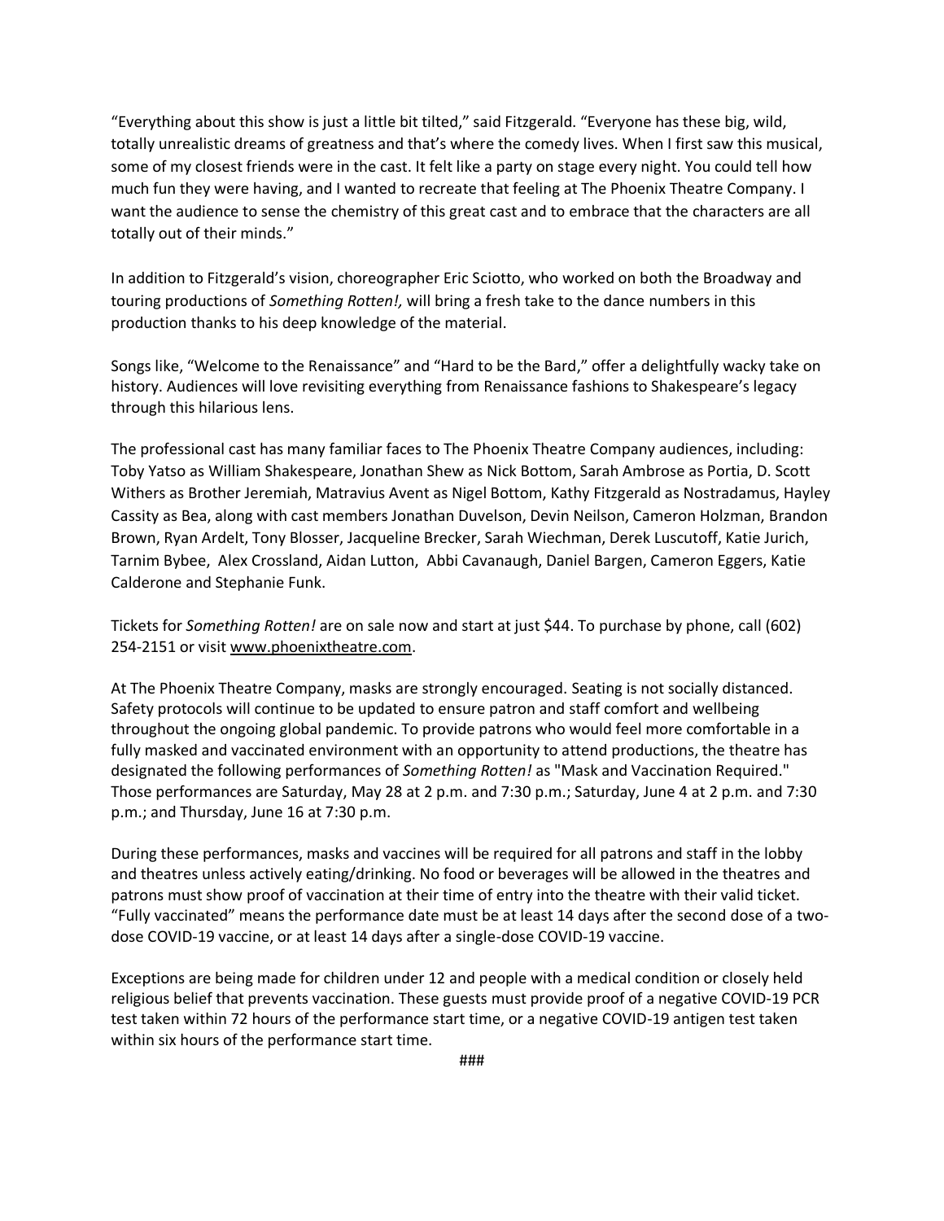“Everything about this show is just a little bit tilted,” said Fitzgerald. “Everyone has these big, wild, totally unrealistic dreams of greatness and that’s where the comedy lives. When I first saw this musical, some of my closest friends were in the cast. It felt like a party on stage every night. You could tell how much fun they were having, and I wanted to recreate that feeling at The Phoenix Theatre Company. I want the audience to sense the chemistry of this great cast and to embrace that the characters are all totally out of their minds.”

In addition to Fitzgerald’s vision, choreographer Eric Sciotto, who worked on both the Broadway and touring productions of *Something Rotten!,* will bring a fresh take to the dance numbers in this production thanks to his deep knowledge of the material.

Songs like, “Welcome to the Renaissance” and “Hard to be the Bard,” offer a delightfully wacky take on history. Audiences will love revisiting everything from Renaissance fashions to Shakespeare’s legacy through this hilarious lens.

The professional cast has many familiar faces to The Phoenix Theatre Company audiences, including: Toby Yatso as William Shakespeare, Jonathan Shew as Nick Bottom, Sarah Ambrose as Portia, D. Scott Withers as Brother Jeremiah, Matravius Avent as Nigel Bottom, Kathy Fitzgerald as Nostradamus, Hayley Cassity as Bea, along with cast members Jonathan Duvelson, Devin Neilson, Cameron Holzman, Brandon Brown, Ryan Ardelt, Tony Blosser, Jacqueline Brecker, Sarah Wiechman, Derek Luscutoff, Katie Jurich, Tarnim Bybee, Alex Crossland, Aidan Lutton, Abbi Cavanaugh, Daniel Bargen, Cameron Eggers, Katie Calderone and Stephanie Funk.

Tickets for *Something Rotten!* are on sale now and start at just $44. To purchase by phone, call (602) 254-2151 or visit www.phoenixtheatre.com.

At The Phoenix Theatre Company, masks are strongly encouraged. Seating is not socially distanced. Safety protocols will continue to be updated to ensure patron and staff comfort and wellbeing throughout the ongoing global pandemic. To provide patrons who would feel more comfortable in a fully masked and vaccinated environment with an opportunity to attend productions, the theatre has designated the following performances of *Something Rotten!* as "Mask and Vaccination Required." Those performances are Saturday, May 28 at 2 p.m. and 7:30 p.m.; Saturday, June 4 at 2 p.m. and 7:30 p.m.; and Thursday, June 16 at 7:30 p.m.

During these performances, masks and vaccines will be required for all patrons and staff in the lobby and theatres unless actively eating/drinking. No food or beverages will be allowed in the theatres and patrons must show proof of vaccination at their time of entry into the theatre with their valid ticket. “Fully vaccinated” means the performance date must be at least 14 days after the second dose of a two-dose COVID-19 vaccine, or at least 14 days after a single-dose COVID-19 vaccine.

Exceptions are being made for children under 12 and people with a medical condition or closely held religious belief that prevents vaccination. These guests must provide proof of a negative COVID-19 PCR test taken within 72 hours of the performance start time, or a negative COVID-19 antigen test taken within six hours of the performance start time.

###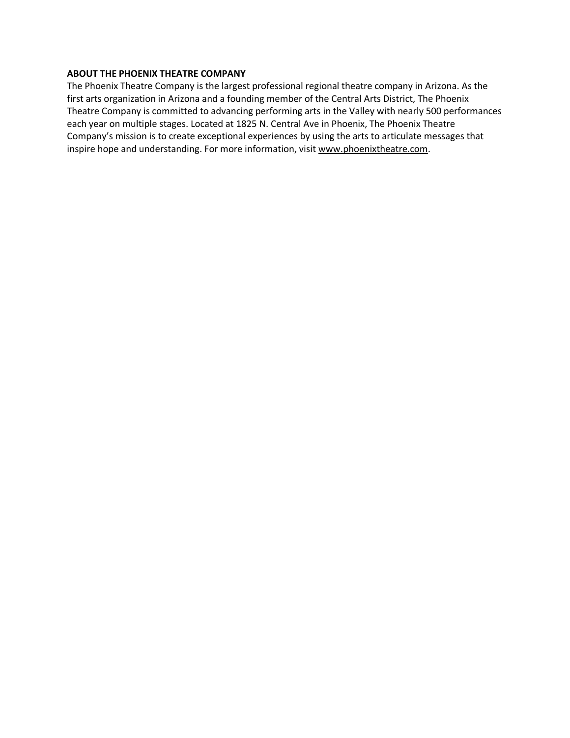**ABOUT THE PHOENIX THEATRE COMPANY**

The Phoenix Theatre Company is the largest professional regional theatre company in Arizona. As the first arts organization in Arizona and a founding member of the Central Arts District, The Phoenix Theatre Company is committed to advancing performing arts in the Valley with nearly 500 performances each year on multiple stages. Located at 1825 N. Central Ave in Phoenix, The Phoenix Theatre Company's mission is to create exceptional experiences by using the arts to articulate messages that inspire hope and understanding. For more information, visit www.phoenixtheatre.com.